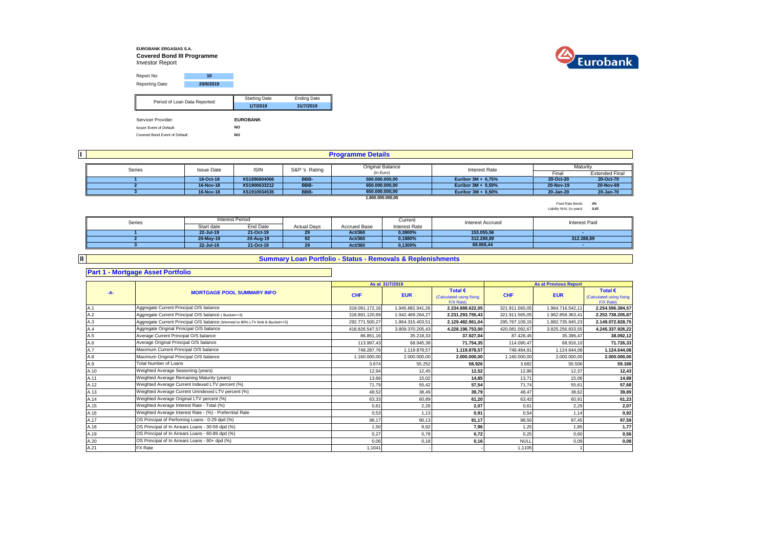**EUROBANK ERGASIAS S.A.**

**Covered Bond III Programme**

Investor Report

| Report No: | 10 |
|---|---|
| Reporting Date: | 20/8/2019 |

| Period of Loan Data Reported: | Starting Date | Ending Date |
|---|---|---|
| | 1/7/2019 | 31/7/2019 |

| | |
|---|---|
| Servicer Provider: | EUROBANK |
| Issuer Event of Default: | NO |
| Covered Bond Event of Default: | NO |

## I Programme Details

| Series | Issue Date | ISIN | S&P 's Rating | Original Balance (in Euro) | Interest Rate | Maturity Final | Maturity Extended Final |
|---|---|---|---|---|---|---|---|
| 1 | 18-Oct-18 | XS1896804066 | BBB- | 500.000.000,00 | Euribor 3M + 0,75% | 20-Oct-20 | 20-Oct-70 |
| 2 | 16-Nov-18 | XS1900633212 | BBB- | 650.000.000,00 | Euribor 3M + 0,50% | 20-Nov-19 | 20-Nov-69 |
| 3 | 16-Nov-18 | XS1910934535 | BBB- | 650.000.000,00 | Euribor 3M + 0,50% | 20-Jan-20 | 20-Jan-70 |
| | | | | 1.800.000.000,00 | | | |

Fixed Rate Bonds *0%*

Liability WAL (in years) *0,63*

| Series | Interest Period Start date | Interest Period End Date | Actual Days | Accrued Base | Current Interest Rate | Interest Accrued | Interest Paid |
|---|---|---|---|---|---|---|---|
| 1 | 22-Jul-19 | 21-Oct-19 | 29 | Act/360 | 0,3800% | 153.055,56 | - |
| 2 | 20-May-19 | 20-Aug-19 | 92 | Act/360 | 0,1880% | 312.288,89 | 312.288,89 |
| 3 | 22-Jul-19 | 21-Oct-19 | 29 | Act/360 | 0,1300% | 68.069,44 | - |

## II Summary Loan Portfolio - Status - Removals & Replenishments

### Part 1 - Mortgage Asset Portfolio

| -A- | MORTGAGE POOL SUMMARY INFO | As at 31/7/2019 CHF | As at 31/7/2019 EUR | As at 31/7/2019 Total € (Calculated using fixing F/X Rate) | As at Previous Report CHF | As at Previous Report EUR | As at Previous Report Total € (Calculated using fixing F/X Rate) |
|---|---|---|---|---|---|---|---|
| A.1 | Aggregate Current Principal O/S balance | 319.091.172,16 | 1.945.882.941,26 | 2.234.888.622,05 | 321.911.565,05 | 1.964.716.542,11 | 2.254.596.384,57 |
| A.2 | Aggregate Current Principal O/S balance ( Bucket<=3) | 318.891.120,69 | 1.942.469.264,27 | 2.231.293.755,43 | 321.911.565,05 | 1.962.858.363,41 | 2.252.738.205,87 |
| A.3 | Aggregate Current Principal O/S balance (trimmed to 80% LTV limit & Bucket<=3) | 292.771.500,27 | 1.864.315.403,51 | 2.129.482.961,04 | 295.767.109,15 | 1.882.735.945,23 | 2.149.072.828,75 |
| A.4 | Aggregate Original Principal O/S balance | 418.826.547,57 | 3.809.370.205,43 | 4.228.196.753,00 | 420.081.092,67 | 3.825.256.833,55 | 4.245.337.926,22 |
| A.5 | Average Current Principal O/S balance | 86.851,16 | 35.218,33 | 37.927,04 | 87.428,45 | 35.396,47 | 38.092,12 |
| A.6 | Average Original Principal O/S balance | 113.997,43 | 68.945,38 | 71.754,35 | 114.090,47 | 68.916,10 | 71.726,33 |
| A.7 | Maximum Current Principal O/S balance | 748.287,76 | 1.119.878,57 | 1.119.878,57 | 749.484,91 | 1.124.644,08 | 1.124.644,08 |
| A.8 | Maximum Original Principal O/S balance | 1.160.000,00 | 2.000.000,00 | 2.000.000,00 | 1.160.000,00 | 2.000.000,00 | 2.000.000,00 |
| A.9 | Total Number of Loans | 3.674 | 55.252 | 58.926 | 3.682 | 55.506 | 59.188 |
| A.10 | Weighted Average Seasoning (years) | 12,94 | 12,45 | 12,52 | 12,86 | 12,37 | 12,43 |
| A.11 | Weighted Average Remaining Maturity (years) | 13,66 | 15,02 | 14,85 | 13,71 | 15,06 | 14,88 |
| A.12 | Weighted Average Current Indexed LTV percent (%) | 71,79 | 55,42 | 57,54 | 71,74 | 55,61 | 57,68 |
| A.13 | Weighted Average Current Unindexed LTV percent (%) | 48,52 | 38,49 | 39,79 | 48,47 | 38,62 | 39,89 |
| A.14 | Weighted Average Original LTV percent (%) | 63,33 | 60,89 | 61,20 | 63,43 | 60,91 | 61,23 |
| A.15 | Weighted Average Interest Rate - Total (%) | 0,61 | 2,28 | 2,07 | 0,61 | 2,29 | 2,07 |
| A.16 | Weighted Average Interest Rate - (%) - Preferntial Rate | 0,53 | 1,13 | 0,91 | 0,54 | 1,14 | 0,92 |
| A.17 | OS Principal of Perfoming Loans - 0-29 dpd (%) | 98,17 | 90,13 | 91,17 | 98,50 | 97,45 | 97,59 |
| A.18 | OS Principal of In Arrears Loans - 30-59 dpd (%) | 1,50 | 8,92 | 7,96 | 1,25 | 1,85 | 1,77 |
| A.19 | OS Principal of In Arrears Loans - 60-89 dpd (%) | 0,27 | 0,78 | 0,72 | 0,25 | 0,60 | 0,56 |
| A.20 | OS Principal of In Arrears Loans - 90+ dpd (%) | 0,06 | 0,18 | 0,16 | NULL | 0,09 | 0,08 |
| A.21 | FX Rate | 1,1041 | - | - | 1,1105 | 1 | |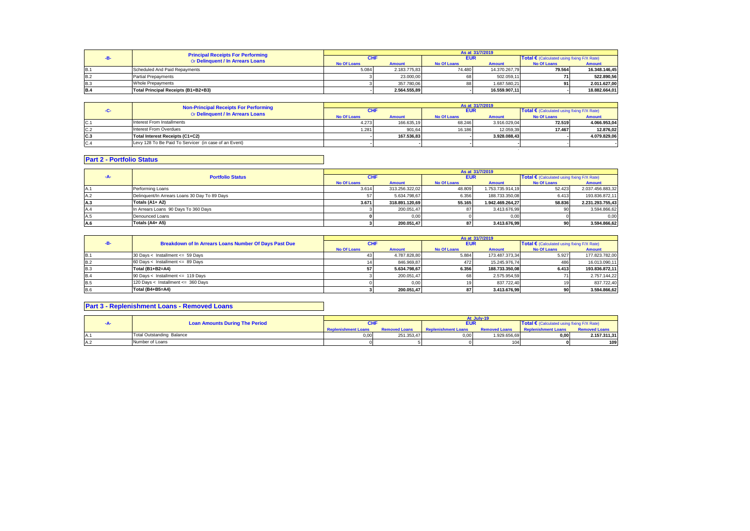| -B- | Principal Receipts For Performing Or Delinquent / In Arrears Loans | As at 31/7/2019 | | | | | |
|---|---|---|---|---|---|---|---|
| | | CHF | | EUR | | Total € (Calculated using fixing F/X Rate) | |
| | | No Of Loans | Amount | No Of Loans | Amount | No Of Loans | Amount |
| B.1 | Scheduled And Paid Repayments | 5.084 | 2.183.775,83 | 74.480 | 14.370.267,79 | 79.564 | 16.348.146,45 |
| B.2 | Partial Prepayments | 3 | 23.000,00 | 68 | 502.059,11 | 71 | 522.890,56 |
| B.3 | Whole Prepayments | 3 | 357.780,06 | 88 | 1.687.580,21 | 91 | 2.011.627,00 |
| B.4 | Total Principal Receipts (B1+B2+B3) | - | 2.564.555,89 | - | 16.559.907,11 | - | 18.882.664,01 |

| -C- | Non-Principal Receipts For Performing Or Delinquent / In Arrears Loans | As at 31/7/2019 | | | | | |
|---|---|---|---|---|---|---|---|
| | | CHF | | EUR | | Total € (Calculated using fixing F/X Rate) | |
| | | No Of Loans | Amount | No Of Loans | Amount | No Of Loans | Amount |
| C.1 | Interest From Installments | 4.273 | 166.635,19 | 68.246 | 3.916.029,04 | 72.519 | 4.066.953,04 |
| C.2 | Interest From Overdues | 1.281 | 901,64 | 16.186 | 12.059,39 | 17.467 | 12.876,02 |
| C.3 | Total Interest Receipts (C1+C2) | - | 167.536,83 | - | 3.928.088,43 | - | 4.079.829,06 |
| C.4 | Levy 128 To Be Paid To Servicer (in case of an Event) | - | - | - | - | - | - |

## Part 2 - Portfolio Status

| -A- | Portfolio Status | As at 31/7/2019 | | | | | |
|---|---|---|---|---|---|---|---|
| | | CHF | | EUR | | Total € (Calculated using fixing F/X Rate) | |
| | | No Of Loans | Amount | No Of Loans | Amount | No Of Loans | Amount |
| A.1 | Performing Loans | 3.614 | 313.256.322,02 | 48.809 | 1.753.735.914,19 | 52.423 | 2.037.456.883,32 |
| A.2 | Delinquent/In Arrears Loans 30 Day To 89 Days | 57 | 5.634.798,67 | 6.356 | 188.733.350,08 | 6.413 | 193.836.872,11 |
| A.3 | Totals (A1+ A2) | 3.671 | 318.891.120,69 | 55.165 | 1.942.469.264,27 | 58.836 | 2.231.293.755,43 |
| A.4 | In Arrears Loans 90 Days To 360 Days | 3 | 200.051,47 | 87 | 3.413.676,99 | 90 | 3.594.866,62 |
| A.5 | Denounced Loans | 0 | 0,00 | 0 | 0,00 | 0 | 0,00 |
| A.6 | Totals (A4+ A5) | 3 | 200.051,47 | 87 | 3.413.676,99 | 90 | 3.594.866,62 |

| -B- | Breakdown of In Arrears Loans Number Of Days Past Due | As at 31/7/2019 | | | | | |
|---|---|---|---|---|---|---|---|
| | | CHF | | EUR | | Total € (Calculated using fixing F/X Rate) | |
| | | No Of Loans | Amount | No Of Loans | Amount | No Of Loans | Amount |
| B.1 | 30 Days < Installment <= 59 Days | 43 | 4.787.828,80 | 5.884 | 173.487.373,34 | 5.927 | 177.823.782,00 |
| B.2 | 60 Days < Installment <= 89 Days | 14 | 846.969,87 | 472 | 15.245.976,74 | 486 | 16.013.090,11 |
| B.3 | Total (B1+B2=A4) | 57 | 5.634.798,67 | 6.356 | 188.733.350,08 | 6.413 | 193.836.872,11 |
| B.4 | 90 Days < Installment <= 119 Days | 3 | 200.051,47 | 68 | 2.575.954,59 | 71 | 2.757.144,22 |
| B.5 | 120 Days < Installment <= 360 Days | 0 | 0,00 | 19 | 837.722,40 | 19 | 837.722,40 |
| B.6 | Total (B4+B5=A4) | 3 | 200.051,47 | 87 | 3.413.676,99 | 90 | 3.594.866,62 |

## Part 3 - Replenishment Loans - Removed Loans

| -A- | Loan Amounts During The Period | At July-19 | | | | | |
|---|---|---|---|---|---|---|---|
| | | CHF | | EUR | | Total € (Calculated using fixing F/X Rate) | |
| | | Replenishment Loans | Removed Loans | Replenishment Loans | Removed Loans | Replenishment Loans | Removed Loans |
| A.1 | Total Outstanding Balance | 0,00 | 251.353,47 | 0,00 | 1.929.656,69 | 0,00 | 2.157.311,31 |
| A.2 | Number of Loans | 0 | 5 | 0 | 104 | 0 | 109 |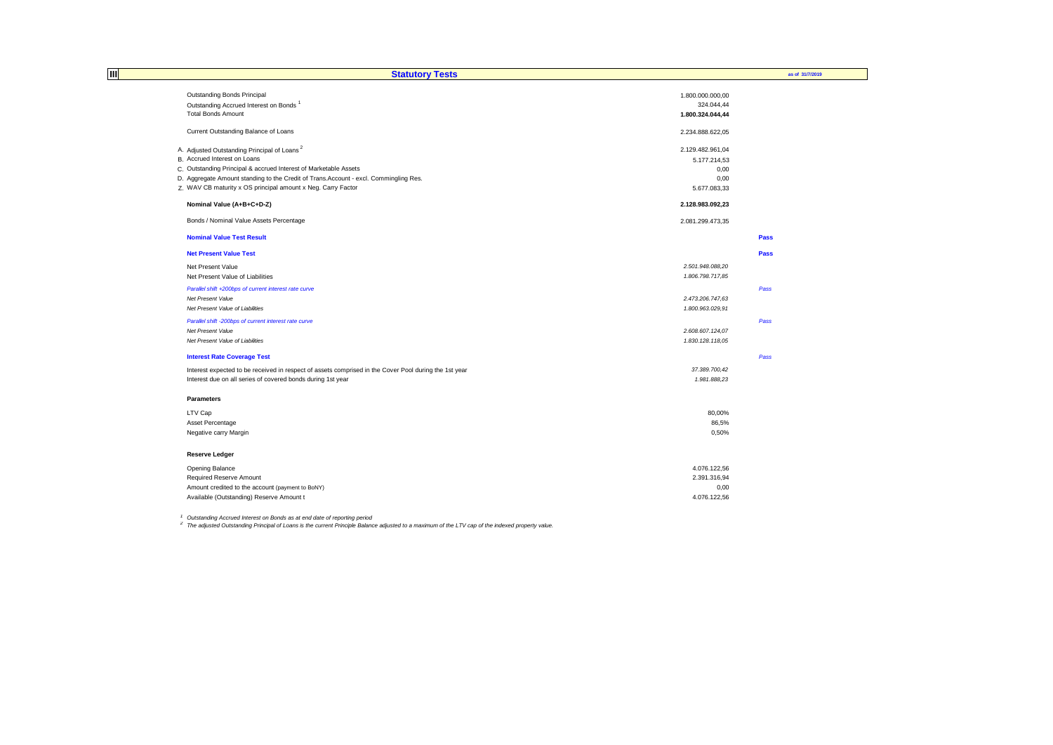## III Statutory Tests

as of 31/7/2019

| | | |
|---|---|---|
| Outstanding Bonds Principal | 1.800.000.000,00 | |
| Outstanding Accrued Interest on Bonds [1] | 324.044,44 | |
| Total Bonds Amount | **1.800.324.044,44** | |
| | | |
| Current Outstanding Balance of Loans | 2.234.888.622,05 | |
| | | |
| A. Adjusted Outstanding Principal of Loans [2] | 2.129.482.961,04 | |
| B. Accrued Interest on Loans | 5.177.214,53 | |
| C. Outstanding Principal & accrued Interest of Marketable Assets | 0,00 | |
| D. Aggregate Amount standing to the Credit of Trans.Account - excl. Commingling Res. | 0,00 | |
| Z. WAV CB maturity x OS principal amount x Neg. Carry Factor | 5.677.083,33 | |
| | | |
| **Nominal Value (A+B+C+D-Z)** | **2.128.983.092,23** | |
| | | |
| Bonds / Nominal Value Assets Percentage | 2.081.299.473,35 | |
| | | |
| **Nominal Value Test Result** | | **Pass** |
| | | |
| **Net Present Value Test** | | **Pass** |
| Net Present Value | *2.501.948.088,20* | |
| Net Present Value of Liabilities | *1.806.798.717,85* | |
| *Parallel shift +200bps of current interest rate curve* | | *Pass* |
| *Net Present Value* | *2.473.206.747,63* | |
| *Net Present Value of Liabilities* | *1.800.963.029,91* | |
| *Parallel shift -200bps of current interest rate curve* | | *Pass* |
| *Net Present Value* | *2.608.607.124,07* | |
| *Net Present Value of Liabilities* | *1.830.128.118,05* | |
| | | |
| **Interest Rate Coverage Test** | | *Pass* |
| Interest expected to be received in respect of assets comprised in the Cover Pool during the 1st year | *37.389.700,42* | |
| Interest due on all series of covered bonds during 1st year | *1.981.888,23* | |
| | | |
| **Parameters** | | |
| LTV Cap | 80,00% | |
| Asset Percentage | 86,5% | |
| Negative carry Margin | 0,50% | |
| | | |
| **Reserve Ledger** | | |
| Opening Balance | 4.076.122,56 | |
| Required Reserve Amount | 2.391.316,94 | |
| Amount credited to the account (payment to BoNY) | 0,00 | |
| Available (Outstanding) Reserve Amount t | 4.076.122,56 | |

[1] *Outstanding Accrued Interest on Bonds as at end date of reporting period*

[2] *The adjusted Outstanding Principal of Loans is the current Principle Balance adjusted to a maximum of the LTV cap of the indexed property value.*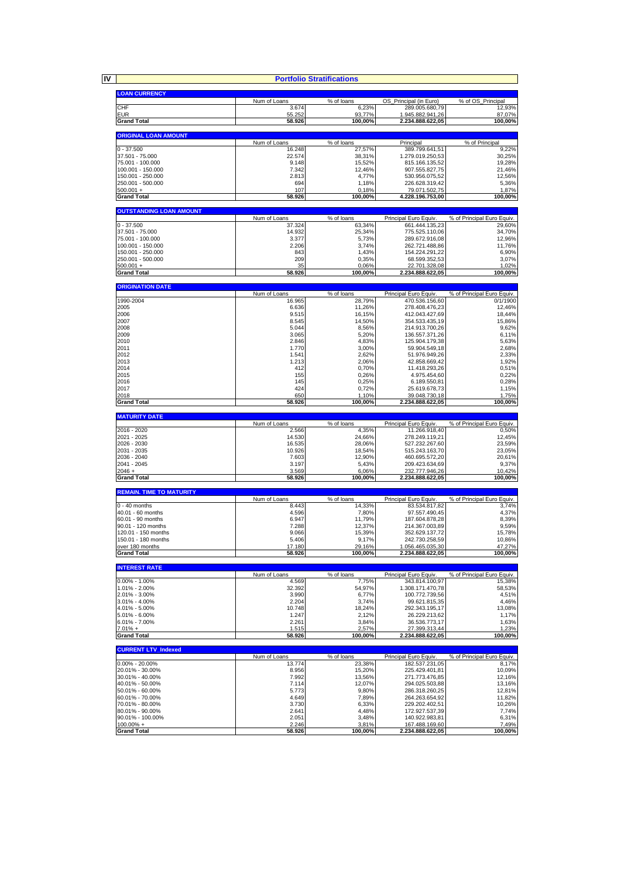**IV**

# Portfolio Stratifications

## LOAN CURRENCY

| | Num of Loans | % of loans | OS_Principal (in Euro) | % of OS_Principal |
|---|---|---|---|---|
| CHF | 3.674 | 6,23% | 289.005.680,79 | 12,93% |
| EUR | 55.252 | 93,77% | 1.945.882.941,26 | 87,07% |
| **Grand Total** | **58.926** | **100,00%** | **2.234.888.622,05** | **100,00%** |

## ORIGINAL LOAN AMOUNT

| | Num of Loans | % of loans | Principal | % of Principal |
|---|---|---|---|---|
| 0 - 37.500 | 16.248 | 27,57% | 389.799.641,51 | 9,22% |
| 37.501 - 75.000 | 22.574 | 38,31% | 1.279.019.250,53 | 30,25% |
| 75.001 - 100.000 | 9.148 | 15,52% | 815.166.135,52 | 19,28% |
| 100.001 - 150.000 | 7.342 | 12,46% | 907.555.827,75 | 21,46% |
| 150.001 - 250.000 | 2.813 | 4,77% | 530.956.075,52 | 12,56% |
| 250.001 - 500.000 | 694 | 1,18% | 226.628.319,42 | 5,36% |
| 500.001 + | 107 | 0,18% | 79.071.502,75 | 1,87% |
| **Grand Total** | **58.926** | **100,00%** | **4.228.196.753,00** | **100,00%** |

## OUTSTANDING LOAN AMOUNT

| | Num of Loans | % of loans | Principal Euro Equiv. | % of Principal Euro Equiv. |
|---|---|---|---|---|
| 0 - 37.500 | 37.324 | 63,34% | 661.444.135,23 | 29,60% |
| 37.501 - 75.000 | 14.932 | 25,34% | 775.525.110,06 | 34,70% |
| 75.001 - 100.000 | 3.377 | 5,73% | 289.672.916,08 | 12,96% |
| 100.001 - 150.000 | 2.206 | 3,74% | 262.721.488,86 | 11,76% |
| 150.001 - 250.000 | 843 | 1,43% | 154.224.291,22 | 6,90% |
| 250.001 - 500.000 | 209 | 0,35% | 68.599.352,53 | 3,07% |
| 500.001 + | 35 | 0,06% | 22.701.328,08 | 1,02% |
| **Grand Total** | **58.926** | **100,00%** | **2.234.888.622,05** | **100,00%** |

## ORIGINATION DATE

| | Num of Loans | % of loans | Principal Euro Equiv. | % of Principal Euro Equiv. |
|---|---|---|---|---|
| 1990-2004 | 16.965 | 28,79% | 470.536.156,60 | 0/1/1900 |
| 2005 | 6.636 | 11,26% | 278.408.476,23 | 12,46% |
| 2006 | 9.515 | 16,15% | 412.043.427,69 | 18,44% |
| 2007 | 8.545 | 14,50% | 354.533.435,19 | 15,86% |
| 2008 | 5.044 | 8,56% | 214.913.700,26 | 9,62% |
| 2009 | 3.065 | 5,20% | 136.557.371,26 | 6,11% |
| 2010 | 2.846 | 4,83% | 125.904.179,38 | 5,63% |
| 2011 | 1.770 | 3,00% | 59.904.549,18 | 2,68% |
| 2012 | 1.541 | 2,62% | 51.976.949,26 | 2,33% |
| 2013 | 1.213 | 2,06% | 42.858.669,42 | 1,92% |
| 2014 | 412 | 0,70% | 11.418.293,26 | 0,51% |
| 2015 | 155 | 0,26% | 4.975.454,60 | 0,22% |
| 2016 | 145 | 0,25% | 6.189.550,81 | 0,28% |
| 2017 | 424 | 0,72% | 25.619.678,73 | 1,15% |
| 2018 | 650 | 1,10% | 39.048.730,18 | 1,75% |
| **Grand Total** | **58.926** | **100,00%** | **2.234.888.622,05** | **100,00%** |

## MATURITY DATE

| | Num of Loans | % of loans | Principal Euro Equiv. | % of Principal Euro Equiv. |
|---|---|---|---|---|
| 2016 - 2020 | 2.566 | 4,35% | 11.266.918,40 | 0,50% |
| 2021 - 2025 | 14.530 | 24,66% | 278.249.119,21 | 12,45% |
| 2026 - 2030 | 16.535 | 28,06% | 527.232.267,60 | 23,59% |
| 2031 - 2035 | 10.926 | 18,54% | 515.243.163,70 | 23,05% |
| 2036 - 2040 | 7.603 | 12,90% | 460.695.572,20 | 20,61% |
| 2041 - 2045 | 3.197 | 5,43% | 209.423.634,69 | 9,37% |
| 2046 + | 3.569 | 6,06% | 232.777.946,26 | 10,42% |
| **Grand Total** | **58.926** | **100,00%** | **2.234.888.622,05** | **100,00%** |

## REMAIN. TIME TO MATURITY

| | Num of Loans | % of loans | Principal Euro Equiv. | % of Principal Euro Equiv. |
|---|---|---|---|---|
| 0 - 40 months | 8.443 | 14,33% | 83.534.817,82 | 3,74% |
| 40.01 - 60 months | 4.596 | 7,80% | 97.557.490,45 | 4,37% |
| 60.01 - 90 months | 6.947 | 11,79% | 187.604.878,28 | 8,39% |
| 90.01 - 120 months | 7.288 | 12,37% | 214.367.003,89 | 9,59% |
| 120.01 - 150 months | 9.066 | 15,39% | 352.629.137,72 | 15,78% |
| 150.01 - 180 months | 5.406 | 9,17% | 242.730.258,59 | 10,86% |
| over 180 months | 17.180 | 29,16% | 1.056.465.035,30 | 47,27% |
| **Grand Total** | **58.926** | **100,00%** | **2.234.888.622,05** | **100,00%** |

## INTEREST RATE

| | Num of Loans | % of loans | Principal Euro Equiv. | % of Principal Euro Equiv. |
|---|---|---|---|---|
| 0.00% - 1.00% | 4.569 | 7,75% | 343.814.100,97 | 15,38% |
| 1.01% - 2.00% | 32.392 | 54,97% | 1.308.171.470,78 | 58,53% |
| 2.01% - 3.00% | 3.990 | 6,77% | 100.772.739,56 | 4,51% |
| 3.01% - 4.00% | 2.204 | 3,74% | 99.621.815,35 | 4,46% |
| 4.01% - 5.00% | 10.748 | 18,24% | 292.343.195,17 | 13,08% |
| 5.01% - 6.00% | 1.247 | 2,12% | 26.229.213,62 | 1,17% |
| 6.01% - 7.00% | 2.261 | 3,84% | 36.536.773,17 | 1,63% |
| 7.01% + | 1.515 | 2,57% | 27.399.313,44 | 1,23% |
| **Grand Total** | **58.926** | **100,00%** | **2.234.888.622,05** | **100,00%** |

## CURRENT LTV_Indexed

| | Num of Loans | % of loans | Principal Euro Equiv. | % of Principal Euro Equiv. |
|---|---|---|---|---|
| 0.00% - 20.00% | 13.774 | 23,38% | 182.537.231,05 | 8,17% |
| 20.01% - 30.00% | 8.956 | 15,20% | 225.429.401,81 | 10,09% |
| 30.01% - 40.00% | 7.992 | 13,56% | 271.773.476,85 | 12,16% |
| 40.01% - 50.00% | 7.114 | 12,07% | 294.025.503,88 | 13,16% |
| 50.01% - 60.00% | 5.773 | 9,80% | 286.318.260,25 | 12,81% |
| 60.01% - 70.00% | 4.649 | 7,89% | 264.263.654,92 | 11,82% |
| 70.01% - 80.00% | 3.730 | 6,33% | 229.202.402,51 | 10,26% |
| 80.01% - 90.00% | 2.641 | 4,48% | 172.927.537,39 | 7,74% |
| 90.01% - 100.00% | 2.051 | 3,48% | 140.922.983,81 | 6,31% |
| 100.00% + | 2.246 | 3,81% | 167.488.169,60 | 7,49% |
| **Grand Total** | **58.926** | **100,00%** | **2.234.888.622,05** | **100,00%** |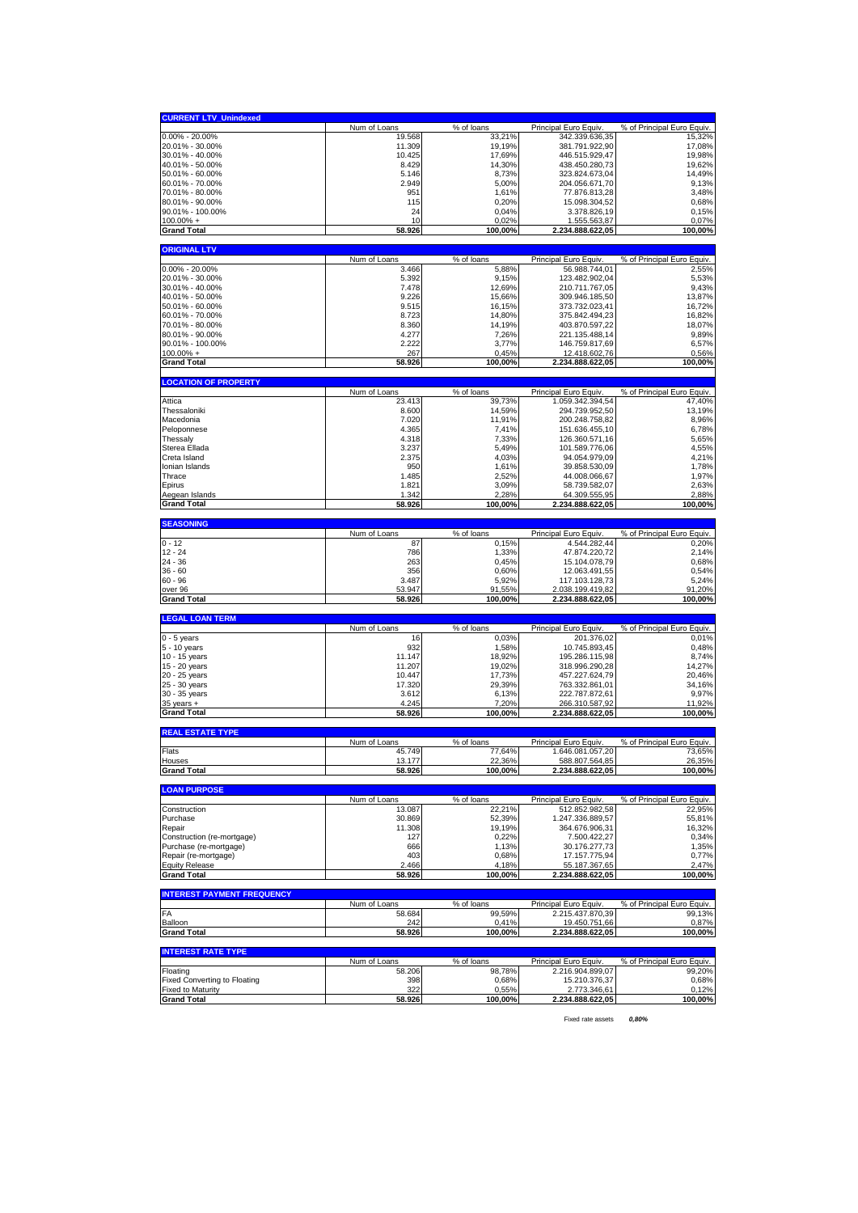### CURRENT LTV_Unindexed

| | Num of Loans | % of loans | Principal Euro Equiv. | % of Principal Euro Equiv. |
|---|---|---|---|---|
| 0.00% - 20.00% | 19.568 | 33,21% | 342.339.636,35 | 15,32% |
| 20.01% - 30.00% | 11.309 | 19,19% | 381.791.922,90 | 17,08% |
| 30.01% - 40.00% | 10.425 | 17,69% | 446.515.929,47 | 19,98% |
| 40.01% - 50.00% | 8.429 | 14,30% | 438.450.280,73 | 19,62% |
| 50.01% - 60.00% | 5.146 | 8,73% | 323.824.673,04 | 14,49% |
| 60.01% - 70.00% | 2.949 | 5,00% | 204.056.671,70 | 9,13% |
| 70.01% - 80.00% | 951 | 1,61% | 77.876.813,28 | 3,48% |
| 80.01% - 90.00% | 115 | 0,20% | 15.098.304,52 | 0,68% |
| 90.01% - 100.00% | 24 | 0,04% | 3.378.826,19 | 0,15% |
| 100.00% + | 10 | 0,02% | 1.555.563,87 | 0,07% |
| **Grand Total** | **58.926** | **100,00%** | **2.234.888.622,05** | **100,00%** |

### ORIGINAL LTV

| | Num of Loans | % of loans | Principal Euro Equiv. | % of Principal Euro Equiv. |
|---|---|---|---|---|
| 0.00% - 20.00% | 3.466 | 5,88% | 56.988.744,01 | 2,55% |
| 20.01% - 30.00% | 5.392 | 9,15% | 123.482.902,04 | 5,53% |
| 30.01% - 40.00% | 7.478 | 12,69% | 210.711.767,05 | 9,43% |
| 40.01% - 50.00% | 9.226 | 15,66% | 309.946.185,50 | 13,87% |
| 50.01% - 60.00% | 9.515 | 16,15% | 373.732.023,41 | 16,72% |
| 60.01% - 70.00% | 8.723 | 14,80% | 375.842.494,23 | 16,82% |
| 70.01% - 80.00% | 8.360 | 14,19% | 403.870.597,22 | 18,07% |
| 80.01% - 90.00% | 4.277 | 7,26% | 221.135.488,14 | 9,89% |
| 90.01% - 100.00% | 2.222 | 3,77% | 146.759.817,69 | 6,57% |
| 100.00% + | 267 | 0,45% | 12.418.602,76 | 0,56% |
| **Grand Total** | **58.926** | **100,00%** | **2.234.888.622,05** | **100,00%** |

### LOCATION OF PROPERTY

| | Num of Loans | % of loans | Principal Euro Equiv. | % of Principal Euro Equiv. |
|---|---|---|---|---|
| Attica | 23.413 | 39,73% | 1.059.342.394,54 | 47,40% |
| Thessaloniki | 8.600 | 14,59% | 294.739.952,50 | 13,19% |
| Macedonia | 7.020 | 11,91% | 200.248.758,82 | 8,96% |
| Peloponnese | 4.365 | 7,41% | 151.636.455,10 | 6,78% |
| Thessaly | 4.318 | 7,33% | 126.360.571,16 | 5,65% |
| Sterea Ellada | 3.237 | 5,49% | 101.589.776,06 | 4,55% |
| Creta Island | 2.375 | 4,03% | 94.054.979,09 | 4,21% |
| Ionian Islands | 950 | 1,61% | 39.858.530,09 | 1,78% |
| Thrace | 1.485 | 2,52% | 44.008.066,67 | 1,97% |
| Epirus | 1.821 | 3,09% | 58.739.582,07 | 2,63% |
| Aegean Islands | 1.342 | 2,28% | 64.309.555,95 | 2,88% |
| **Grand Total** | **58.926** | **100,00%** | **2.234.888.622,05** | **100,00%** |

### SEASONING

| | Num of Loans | % of loans | Principal Euro Equiv. | % of Principal Euro Equiv. |
|---|---|---|---|---|
| 0 - 12 | 87 | 0,15% | 4.544.282,44 | 0,20% |
| 12 - 24 | 786 | 1,33% | 47.874.220,72 | 2,14% |
| 24 - 36 | 263 | 0,45% | 15.104.078,79 | 0,68% |
| 36 - 60 | 356 | 0,60% | 12.063.491,55 | 0,54% |
| 60 - 96 | 3.487 | 5,92% | 117.103.128,73 | 5,24% |
| over 96 | 53.947 | 91,55% | 2.038.199.419,82 | 91,20% |
| **Grand Total** | **58.926** | **100,00%** | **2.234.888.622,05** | **100,00%** |

### LEGAL LOAN TERM

| | Num of Loans | % of loans | Principal Euro Equiv. | % of Principal Euro Equiv. |
|---|---|---|---|---|
| 0 - 5 years | 16 | 0,03% | 201.376,02 | 0,01% |
| 5 - 10 years | 932 | 1,58% | 10.745.893,45 | 0,48% |
| 10 - 15 years | 11.147 | 18,92% | 195.286.115,98 | 8,74% |
| 15 - 20 years | 11.207 | 19,02% | 318.996.290,28 | 14,27% |
| 20 - 25 years | 10.447 | 17,73% | 457.227.624,79 | 20,46% |
| 25 - 30 years | 17.320 | 29,39% | 763.332.861,01 | 34,16% |
| 30 - 35 years | 3.612 | 6,13% | 222.787.872,61 | 9,97% |
| 35 years + | 4.245 | 7,20% | 266.310.587,92 | 11,92% |
| **Grand Total** | **58.926** | **100,00%** | **2.234.888.622,05** | **100,00%** |

### REAL ESTATE TYPE

| | Num of Loans | % of loans | Principal Euro Equiv. | % of Principal Euro Equiv. |
|---|---|---|---|---|
| Flats | 45.749 | 77,64% | 1.646.081.057,20 | 73,65% |
| Houses | 13.177 | 22,36% | 588.807.564,85 | 26,35% |
| **Grand Total** | **58.926** | **100,00%** | **2.234.888.622,05** | **100,00%** |

### LOAN PURPOSE

| | Num of Loans | % of loans | Principal Euro Equiv. | % of Principal Euro Equiv. |
|---|---|---|---|---|
| Construction | 13.087 | 22,21% | 512.852.982,58 | 22,95% |
| Purchase | 30.869 | 52,39% | 1.247.336.889,57 | 55,81% |
| Repair | 11.308 | 19,19% | 364.676.906,31 | 16,32% |
| Construction (re-mortgage) | 127 | 0,22% | 7.500.422,27 | 0,34% |
| Purchase (re-mortgage) | 666 | 1,13% | 30.176.277,73 | 1,35% |
| Repair (re-mortgage) | 403 | 0,68% | 17.157.775,94 | 0,77% |
| Equity Release | 2.466 | 4,18% | 55.187.367,65 | 2,47% |
| **Grand Total** | **58.926** | **100,00%** | **2.234.888.622,05** | **100,00%** |

### INTEREST PAYMENT FREQUENCY

| | Num of Loans | % of loans | Principal Euro Equiv. | % of Principal Euro Equiv. |
|---|---|---|---|---|
| FA | 58.684 | 99,59% | 2.215.437.870,39 | 99,13% |
| Balloon | 242 | 0,41% | 19.450.751,66 | 0,87% |
| **Grand Total** | **58.926** | **100,00%** | **2.234.888.622,05** | **100,00%** |

### INTEREST RATE TYPE

| | Num of Loans | % of loans | Principal Euro Equiv. | % of Principal Euro Equiv. |
|---|---|---|---|---|
| Floating | 58.206 | 98,78% | 2.216.904.899,07 | 99,20% |
| Fixed Converting to Floating | 398 | 0,68% | 15.210.376,37 | 0,68% |
| Fixed to Maturity | 322 | 0,55% | 2.773.346,61 | 0,12% |
| **Grand Total** | **58.926** | **100,00%** | **2.234.888.622,05** | **100,00%** |

Fixed rate assets ***0,80%***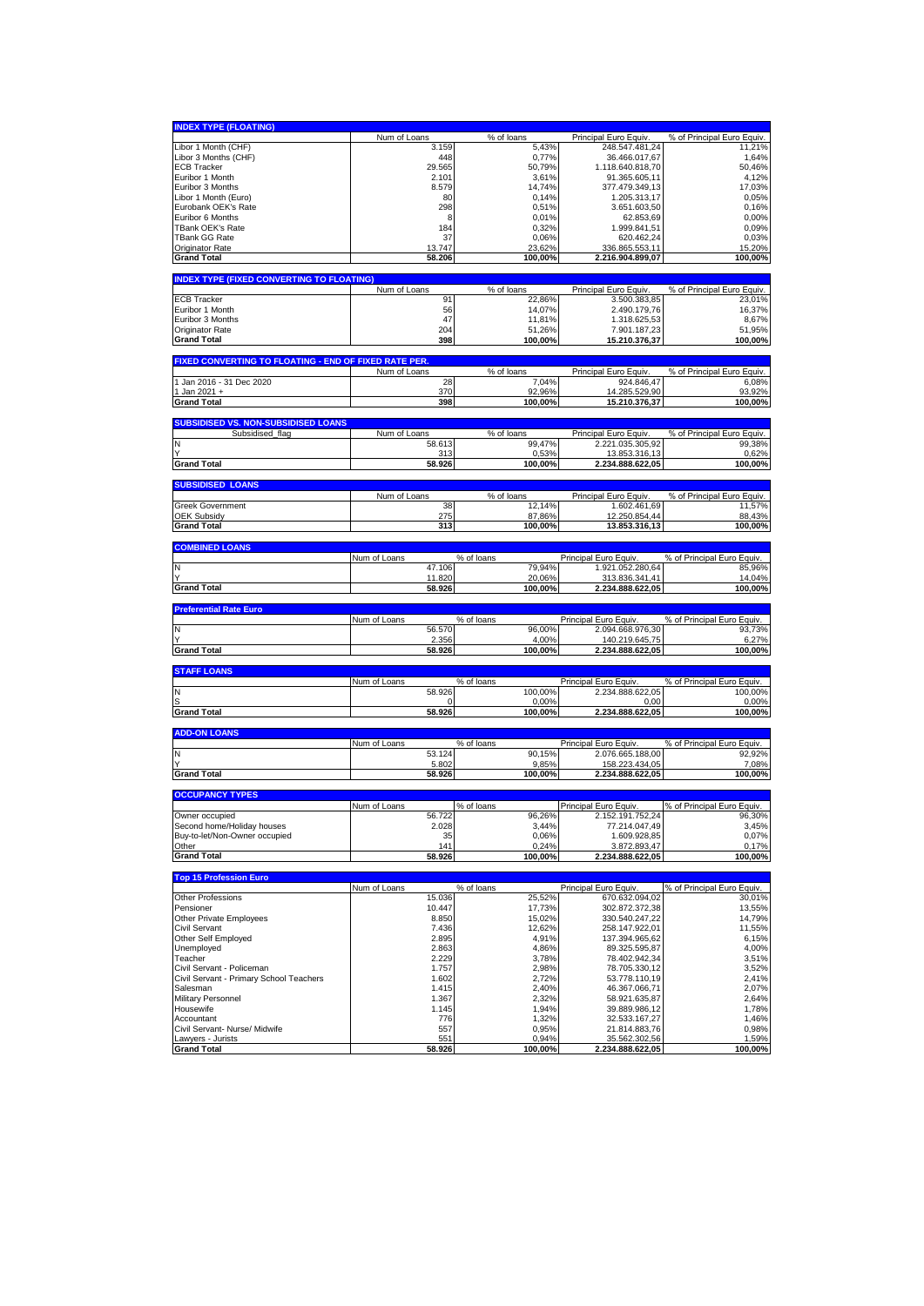| INDEX TYPE (FLOATING) | Num of Loans | % of loans | Principal Euro Equiv. | % of Principal Euro Equiv. |
|---|---|---|---|---|
| Libor 1 Month (CHF) | 3.159 | 5,43% | 248.547.481,24 | 11,21% |
| Libor 3 Months (CHF) | 448 | 0,77% | 36.466.017,67 | 1,64% |
| ECB Tracker | 29.565 | 50,79% | 1.118.640.818,70 | 50,46% |
| Euribor 1 Month | 2.101 | 3,61% | 91.365.605,11 | 4,12% |
| Euribor 3 Months | 8.579 | 14,74% | 377.479.349,13 | 17,03% |
| Libor 1 Month (Euro) | 80 | 0,14% | 1.205.313,17 | 0,05% |
| Eurobank OEK's Rate | 298 | 0,51% | 3.651.603,50 | 0,16% |
| Euribor 6 Months | 8 | 0,01% | 62.853,69 | 0,00% |
| TBank OEK's Rate | 184 | 0,32% | 1.999.841,51 | 0,09% |
| TBank GG Rate | 37 | 0,06% | 620.462,24 | 0,03% |
| Originator Rate | 13.747 | 23,62% | 336.865.553,11 | 15,20% |
| **Grand Total** | **58.206** | **100,00%** | **2.216.904.899,07** | **100,00%** |

| INDEX TYPE (FIXED CONVERTING TO FLOATING) | Num of Loans | % of loans | Principal Euro Equiv. | % of Principal Euro Equiv. |
|---|---|---|---|---|
| ECB Tracker | 91 | 22,86% | 3.500.383,85 | 23,01% |
| Euribor 1 Month | 56 | 14,07% | 2.490.179,76 | 16,37% |
| Euribor 3 Months | 47 | 11,81% | 1.318.625,53 | 8,67% |
| Originator Rate | 204 | 51,26% | 7.901.187,23 | 51,95% |
| **Grand Total** | **398** | **100,00%** | **15.210.376,37** | **100,00%** |

| FIXED CONVERTING TO FLOATING - END OF FIXED RATE PER. | Num of Loans | % of loans | Principal Euro Equiv. | % of Principal Euro Equiv. |
|---|---|---|---|---|
| 1 Jan 2016 - 31 Dec 2020 | 28 | 7,04% | 924.846,47 | 6,08% |
| 1 Jan 2021 + | 370 | 92,96% | 14.285.529,90 | 93,92% |
| **Grand Total** | **398** | **100,00%** | **15.210.376,37** | **100,00%** |

| SUBSIDISED VS. NON-SUBSIDISED LOANS | | | | |
|---|---|---|---|---|
| Subsidised_flag | Num of Loans | % of loans | Principal Euro Equiv. | % of Principal Euro Equiv. |
| N | 58.613 | 99,47% | 2.221.035.305,92 | 99,38% |
| Y | 313 | 0,53% | 13.853.316,13 | 0,62% |
| **Grand Total** | **58.926** | **100,00%** | **2.234.888.622,05** | **100,00%** |

| SUBSIDISED LOANS | Num of Loans | % of loans | Principal Euro Equiv. | % of Principal Euro Equiv. |
|---|---|---|---|---|
| Greek Government | 38 | 12,14% | 1.602.461,69 | 11,57% |
| OEK Subsidy | 275 | 87,86% | 12.250.854,44 | 88,43% |
| **Grand Total** | **313** | **100,00%** | **13.853.316,13** | **100,00%** |

| COMBINED LOANS | Num of Loans | % of loans | Principal Euro Equiv. | % of Principal Euro Equiv. |
|---|---|---|---|---|
| N | 47.106 | 79,94% | 1.921.052.280,64 | 85,96% |
| Y | 11.820 | 20,06% | 313.836.341,41 | 14,04% |
| **Grand Total** | **58.926** | **100,00%** | **2.234.888.622,05** | **100,00%** |

| Preferential Rate Euro | Num of Loans | % of loans | Principal Euro Equiv. | % of Principal Euro Equiv. |
|---|---|---|---|---|
| N | 56.570 | 96,00% | 2.094.668.976,30 | 93,73% |
| Y | 2.356 | 4,00% | 140.219.645,75 | 6,27% |
| **Grand Total** | **58.926** | **100,00%** | **2.234.888.622,05** | **100,00%** |

| STAFF LOANS | Num of Loans | % of loans | Principal Euro Equiv. | % of Principal Euro Equiv. |
|---|---|---|---|---|
| N | 58.926 | 100,00% | 2.234.888.622,05 | 100,00% |
| S | 0 | 0,00% | 0,00 | 0,00% |
| **Grand Total** | **58.926** | **100,00%** | **2.234.888.622,05** | **100,00%** |

| ADD-ON LOANS | Num of Loans | % of loans | Principal Euro Equiv. | % of Principal Euro Equiv. |
|---|---|---|---|---|
| N | 53.124 | 90,15% | 2.076.665.188,00 | 92,92% |
| Y | 5.802 | 9,85% | 158.223.434,05 | 7,08% |
| **Grand Total** | **58.926** | **100,00%** | **2.234.888.622,05** | **100,00%** |

| OCCUPANCY TYPES | Num of Loans | % of loans | Principal Euro Equiv. | % of Principal Euro Equiv. |
|---|---|---|---|---|
| Owner occupied | 56.722 | 96,26% | 2.152.191.752,24 | 96,30% |
| Second home/Holiday houses | 2.028 | 3,44% | 77.214.047,49 | 3,45% |
| Buy-to-let/Non-Owner occupied | 35 | 0,06% | 1.609.928,85 | 0,07% |
| Other | 141 | 0,24% | 3.872.893,47 | 0,17% |
| **Grand Total** | **58.926** | **100,00%** | **2.234.888.622,05** | **100,00%** |

| Top 15 Profession Euro | Num of Loans | % of loans | Principal Euro Equiv. | % of Principal Euro Equiv. |
|---|---|---|---|---|
| Other Professions | 15.036 | 25,52% | 670.632.094,02 | 30,01% |
| Pensioner | 10.447 | 17,73% | 302.872.372,38 | 13,55% |
| Other Private Employees | 8.850 | 15,02% | 330.540.247,22 | 14,79% |
| Civil Servant | 7.436 | 12,62% | 258.147.922,01 | 11,55% |
| Other Self Employed | 2.895 | 4,91% | 137.394.965,62 | 6,15% |
| Unemployed | 2.863 | 4,86% | 89.325.595,87 | 4,00% |
| Teacher | 2.229 | 3,78% | 78.402.942,34 | 3,51% |
| Civil Servant - Policeman | 1.757 | 2,98% | 78.705.330,12 | 3,52% |
| Civil Servant - Primary School Teachers | 1.602 | 2,72% | 53.778.110,19 | 2,41% |
| Salesman | 1.415 | 2,40% | 46.367.066,71 | 2,07% |
| Military Personnel | 1.367 | 2,32% | 58.921.635,87 | 2,64% |
| Housewife | 1.145 | 1,94% | 39.889.986,12 | 1,78% |
| Accountant | 776 | 1,32% | 32.533.167,27 | 1,46% |
| Civil Servant- Nurse/ Midwife | 557 | 0,95% | 21.814.883,76 | 0,98% |
| Lawyers - Jurists | 551 | 0,94% | 35.562.302,56 | 1,59% |
| **Grand Total** | **58.926** | **100,00%** | **2.234.888.622,05** | **100,00%** |